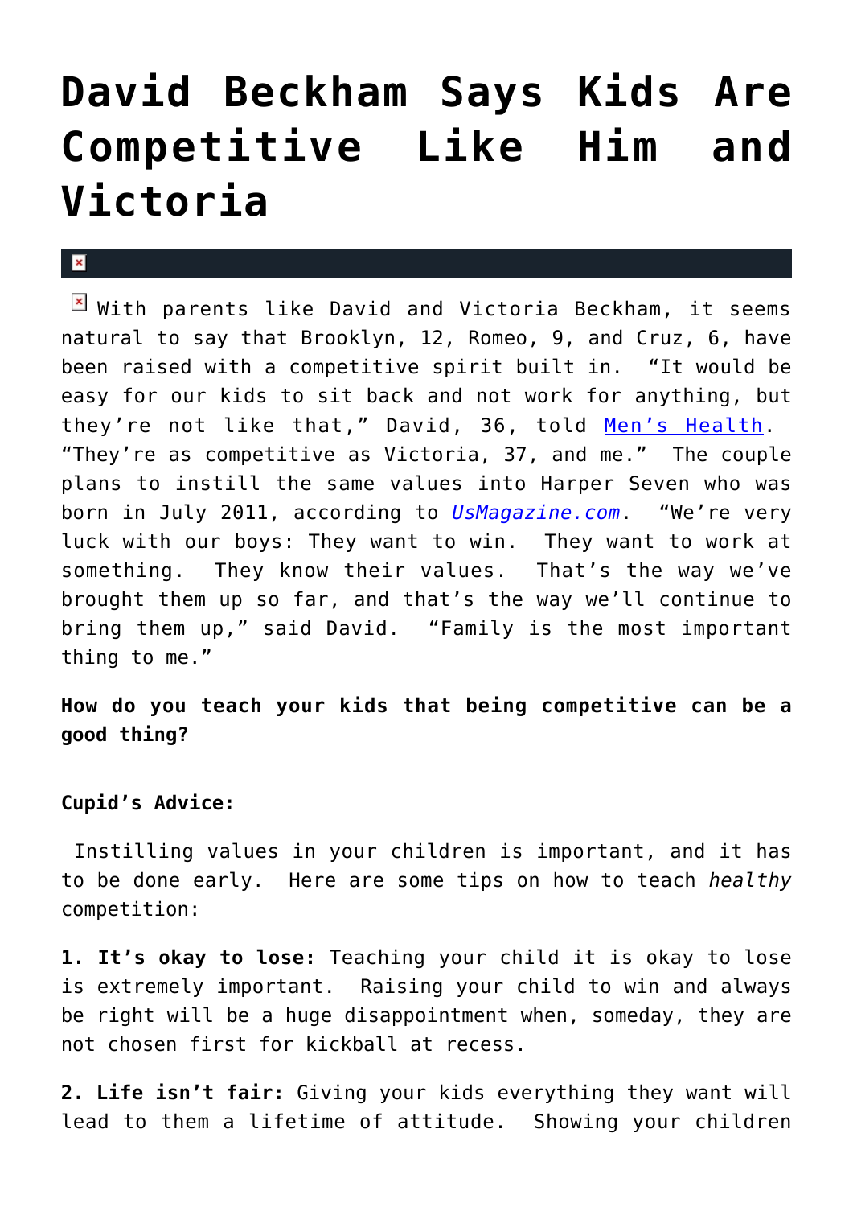# David Beckham Says Kids Are Competitive Like Him and Victoria

With parents like David and Victoria Beckham, it seems natural to say that Brooklyn, 12, Romeo, 9, and Cruz, 6, have been raised with a competitive spirit built in. "It would be easy for our kids to sit back and not work for anything, but they're not like that," David, 36, told [Men's Health](). "They're as competitive as Victoria, 37, and me." The couple plans to instill the same values into Harper Seven who was born in July 2011, according to [*UsMagazine.com*](). "We're very luck with our boys: They want to win. They want to work at something. They know their values. That's the way we've brought them up so far, and that's the way we'll continue to bring them up," said David. "Family is the most important thing to me."

**How do you teach your kids that being competitive can be a good thing?**

**Cupid's Advice:**

Instilling values in your children is important, and it has to be done early. Here are some tips on how to teach *healthy* competition:

**1. It's okay to lose:** Teaching your child it is okay to lose is extremely important. Raising your child to win and always be right will be a huge disappointment when, someday, they are not chosen first for kickball at recess.

**2. Life isn't fair:** Giving your kids everything they want will lead to them a lifetime of attitude. Showing your children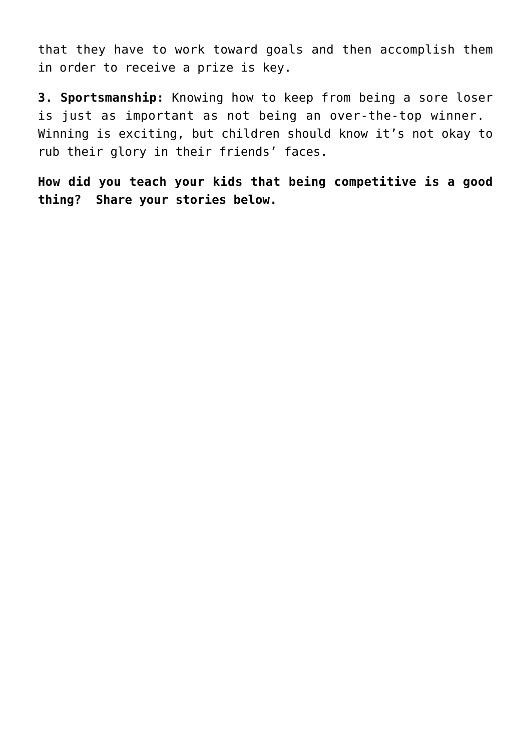that they have to work toward goals and then accomplish them in order to receive a prize is key.

**3. Sportsmanship:** Knowing how to keep from being a sore loser is just as important as not being an over-the-top winner. Winning is exciting, but children should know it's not okay to rub their glory in their friends' faces.

**How did you teach your kids that being competitive is a good thing? Share your stories below.**